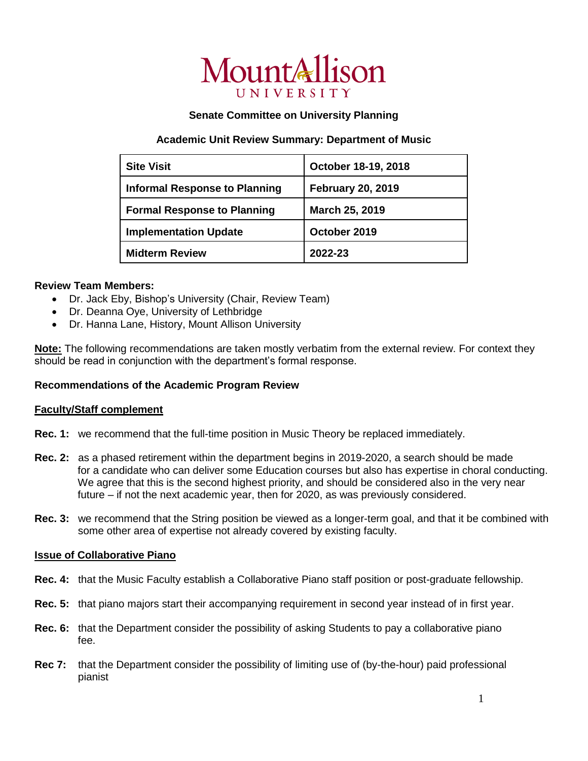**Mount Allison University**

**Senate Committee on University Planning**

**Academic Unit Review Summary: Department of Music**

| Site Visit | October 18-19, 2018 |
|---|---|
| Informal Response to Planning | February 20, 2019 |
| Formal Response to Planning | March 25, 2019 |
| Implementation Update | October 2019 |
| Midterm Review | 2022-23 |

**Review Team Members:**

- Dr. Jack Eby, Bishop's University (Chair, Review Team)
- Dr. Deanna Oye, University of Lethbridge
- Dr. Hanna Lane, History, Mount Allison University

**Note:** The following recommendations are taken mostly verbatim from the external review. For context they should be read in conjunction with the department's formal response.

**Recommendations of the Academic Program Review**

**Faculty/Staff complement**

**Rec. 1:** we recommend that the full-time position in Music Theory be replaced immediately.

**Rec. 2:** as a phased retirement within the department begins in 2019-2020, a search should be made for a candidate who can deliver some Education courses but also has expertise in choral conducting. We agree that this is the second highest priority, and should be considered also in the very near future – if not the next academic year, then for 2020, as was previously considered.

**Rec. 3:** we recommend that the String position be viewed as a longer-term goal, and that it be combined with some other area of expertise not already covered by existing faculty.

**Issue of Collaborative Piano**

**Rec. 4:** that the Music Faculty establish a Collaborative Piano staff position or post-graduate fellowship.

**Rec. 5:** that piano majors start their accompanying requirement in second year instead of in first year.

**Rec. 6:** that the Department consider the possibility of asking Students to pay a collaborative piano fee.

**Rec 7:** that the Department consider the possibility of limiting use of (by-the-hour) paid professional pianist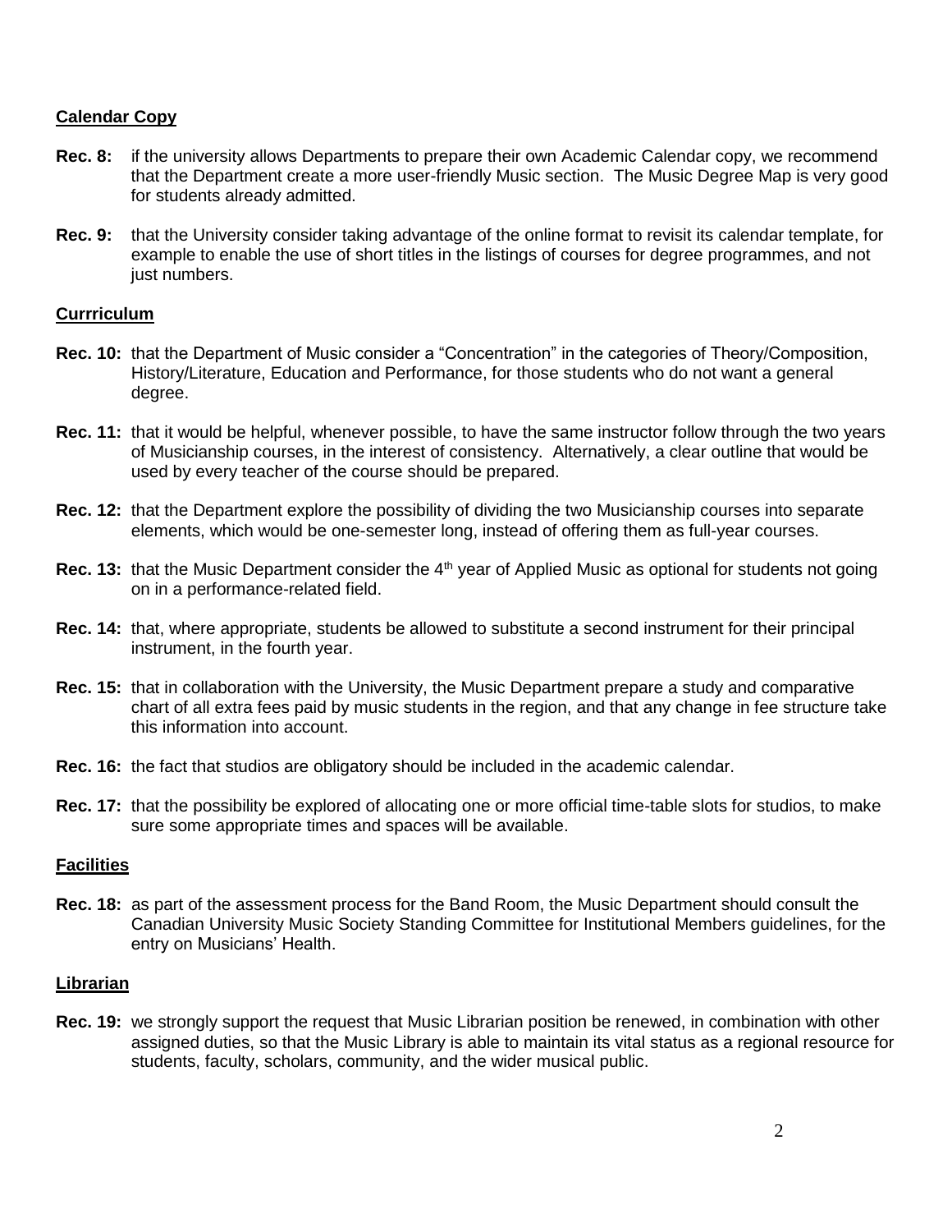## Calendar Copy

**Rec. 8:** if the university allows Departments to prepare their own Academic Calendar copy, we recommend that the Department create a more user-friendly Music section. The Music Degree Map is very good for students already admitted.

**Rec. 9:** that the University consider taking advantage of the online format to revisit its calendar template, for example to enable the use of short titles in the listings of courses for degree programmes, and not just numbers.

## Currriculum

**Rec. 10:** that the Department of Music consider a "Concentration" in the categories of Theory/Composition, History/Literature, Education and Performance, for those students who do not want a general degree.

**Rec. 11:** that it would be helpful, whenever possible, to have the same instructor follow through the two years of Musicianship courses, in the interest of consistency. Alternatively, a clear outline that would be used by every teacher of the course should be prepared.

**Rec. 12:** that the Department explore the possibility of dividing the two Musicianship courses into separate elements, which would be one-semester long, instead of offering them as full-year courses.

**Rec. 13:** that the Music Department consider the 4th year of Applied Music as optional for students not going on in a performance-related field.

**Rec. 14:** that, where appropriate, students be allowed to substitute a second instrument for their principal instrument, in the fourth year.

**Rec. 15:** that in collaboration with the University, the Music Department prepare a study and comparative chart of all extra fees paid by music students in the region, and that any change in fee structure take this information into account.

**Rec. 16:** the fact that studios are obligatory should be included in the academic calendar.

**Rec. 17:** that the possibility be explored of allocating one or more official time-table slots for studios, to make sure some appropriate times and spaces will be available.

## Facilities

**Rec. 18:** as part of the assessment process for the Band Room, the Music Department should consult the Canadian University Music Society Standing Committee for Institutional Members guidelines, for the entry on Musicians' Health.

## Librarian

**Rec. 19:** we strongly support the request that Music Librarian position be renewed, in combination with other assigned duties, so that the Music Library is able to maintain its vital status as a regional resource for students, faculty, scholars, community, and the wider musical public.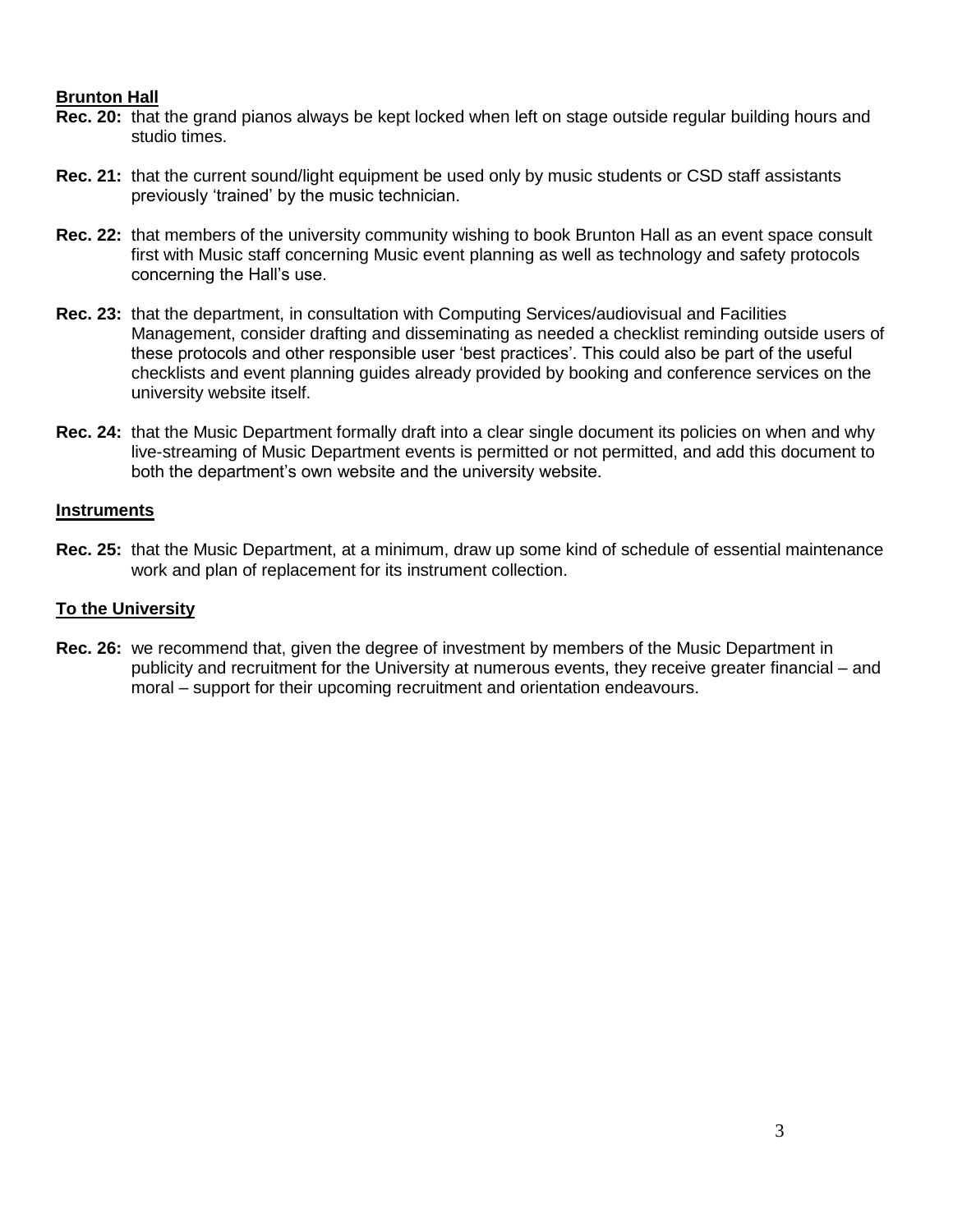**Brunton Hall**

**Rec. 20:** that the grand pianos always be kept locked when left on stage outside regular building hours and studio times.

**Rec. 21:** that the current sound/light equipment be used only by music students or CSD staff assistants previously 'trained' by the music technician.

**Rec. 22:** that members of the university community wishing to book Brunton Hall as an event space consult first with Music staff concerning Music event planning as well as technology and safety protocols concerning the Hall's use.

**Rec. 23:** that the department, in consultation with Computing Services/audiovisual and Facilities Management, consider drafting and disseminating as needed a checklist reminding outside users of these protocols and other responsible user 'best practices'. This could also be part of the useful checklists and event planning guides already provided by booking and conference services on the university website itself.

**Rec. 24:** that the Music Department formally draft into a clear single document its policies on when and why live-streaming of Music Department events is permitted or not permitted, and add this document to both the department's own website and the university website.

**Instruments**

**Rec. 25:** that the Music Department, at a minimum, draw up some kind of schedule of essential maintenance work and plan of replacement for its instrument collection.

**To the University**

**Rec. 26:** we recommend that, given the degree of investment by members of the Music Department in publicity and recruitment for the University at numerous events, they receive greater financial – and moral – support for their upcoming recruitment and orientation endeavours.